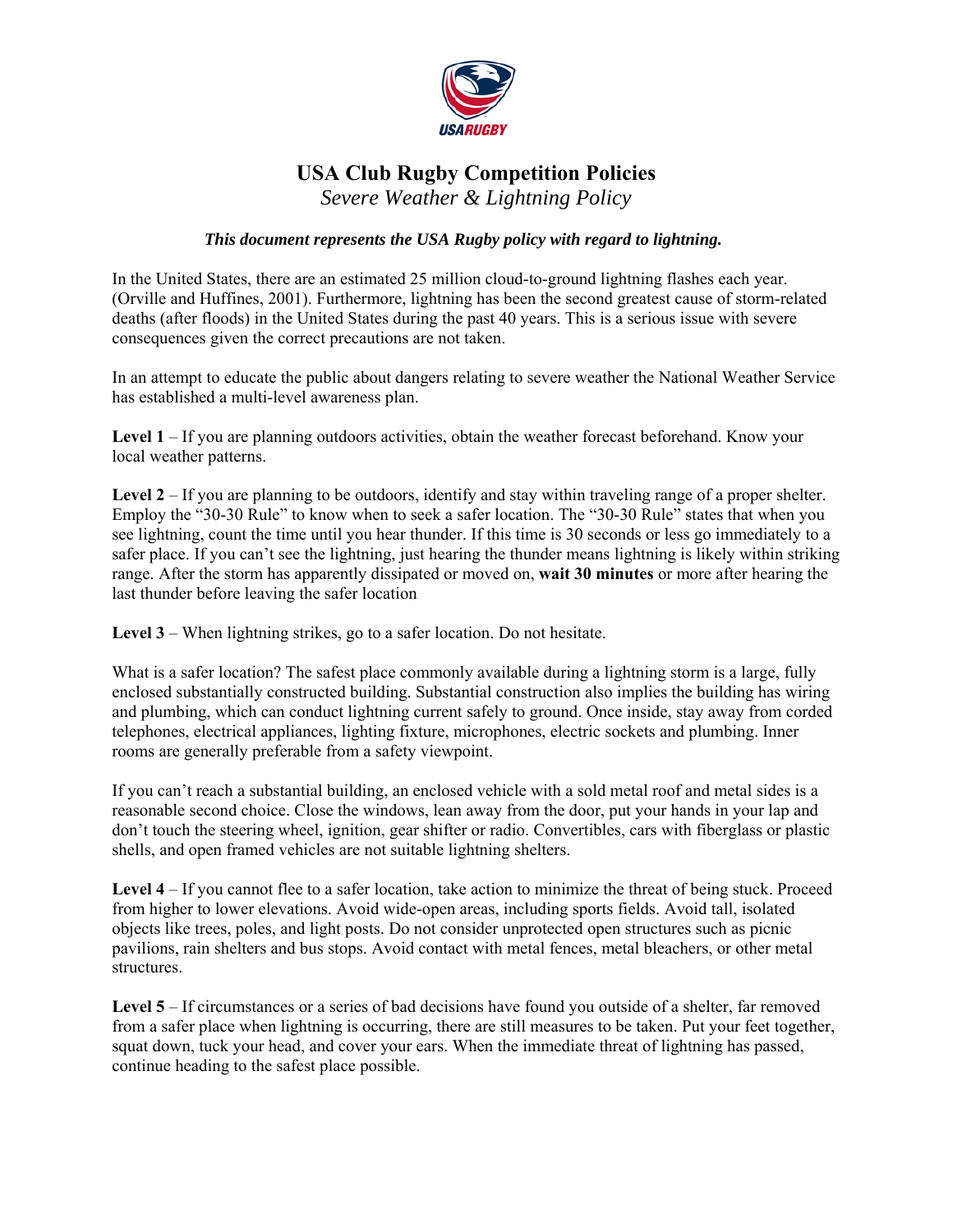USA RUGBY

# USA Club Rugby Competition Policies

## *Severe Weather & Lightning Policy*

***This document represents the USA Rugby policy with regard to lightning.***

In the United States, there are an estimated 25 million cloud-to-ground lightning flashes each year. (Orville and Huffines, 2001). Furthermore, lightning has been the second greatest cause of storm-related deaths (after floods) in the United States during the past 40 years. This is a serious issue with severe consequences given the correct precautions are not taken.

In an attempt to educate the public about dangers relating to severe weather the National Weather Service has established a multi-level awareness plan.

**Level 1** – If you are planning outdoors activities, obtain the weather forecast beforehand. Know your local weather patterns.

**Level 2** – If you are planning to be outdoors, identify and stay within traveling range of a proper shelter. Employ the "30-30 Rule" to know when to seek a safer location. The "30-30 Rule" states that when you see lightning, count the time until you hear thunder. If this time is 30 seconds or less go immediately to a safer place. If you can't see the lightning, just hearing the thunder means lightning is likely within striking range. After the storm has apparently dissipated or moved on, **wait 30 minutes** or more after hearing the last thunder before leaving the safer location

**Level 3** – When lightning strikes, go to a safer location. Do not hesitate.

What is a safer location? The safest place commonly available during a lightning storm is a large, fully enclosed substantially constructed building. Substantial construction also implies the building has wiring and plumbing, which can conduct lightning current safely to ground. Once inside, stay away from corded telephones, electrical appliances, lighting fixture, microphones, electric sockets and plumbing. Inner rooms are generally preferable from a safety viewpoint.

If you can't reach a substantial building, an enclosed vehicle with a sold metal roof and metal sides is a reasonable second choice. Close the windows, lean away from the door, put your hands in your lap and don't touch the steering wheel, ignition, gear shifter or radio. Convertibles, cars with fiberglass or plastic shells, and open framed vehicles are not suitable lightning shelters.

**Level 4** – If you cannot flee to a safer location, take action to minimize the threat of being stuck. Proceed from higher to lower elevations. Avoid wide-open areas, including sports fields. Avoid tall, isolated objects like trees, poles, and light posts. Do not consider unprotected open structures such as picnic pavilions, rain shelters and bus stops. Avoid contact with metal fences, metal bleachers, or other metal structures.

**Level 5** – If circumstances or a series of bad decisions have found you outside of a shelter, far removed from a safer place when lightning is occurring, there are still measures to be taken. Put your feet together, squat down, tuck your head, and cover your ears. When the immediate threat of lightning has passed, continue heading to the safest place possible.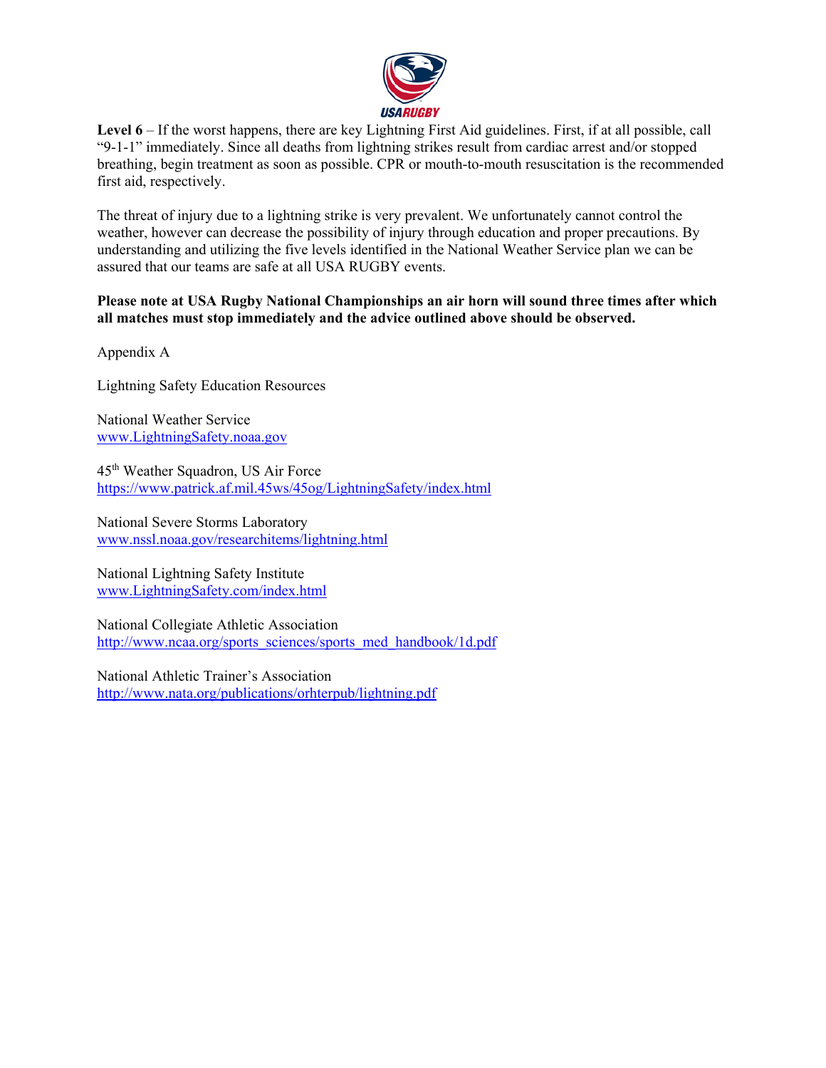**Level 6** – If the worst happens, there are key Lightning First Aid guidelines. First, if at all possible, call "9-1-1" immediately. Since all deaths from lightning strikes result from cardiac arrest and/or stopped breathing, begin treatment as soon as possible. CPR or mouth-to-mouth resuscitation is the recommended first aid, respectively.

The threat of injury due to a lightning strike is very prevalent. We unfortunately cannot control the weather, however can decrease the possibility of injury through education and proper precautions. By understanding and utilizing the five levels identified in the National Weather Service plan we can be assured that our teams are safe at all USA RUGBY events.

**Please note at USA Rugby National Championships an air horn will sound three times after which all matches must stop immediately and the advice outlined above should be observed.**

Appendix A

Lightning Safety Education Resources

National Weather Service
www.LightningSafety.noaa.gov

45th Weather Squadron, US Air Force
https://www.patrick.af.mil.45ws/45og/LightningSafety/index.html

National Severe Storms Laboratory
www.nssl.noaa.gov/researchitems/lightning.html

National Lightning Safety Institute
www.LightningSafety.com/index.html

National Collegiate Athletic Association
http://www.ncaa.org/sports_sciences/sports_med_handbook/1d.pdf

National Athletic Trainer's Association
http://www.nata.org/publications/orhterpub/lightning.pdf